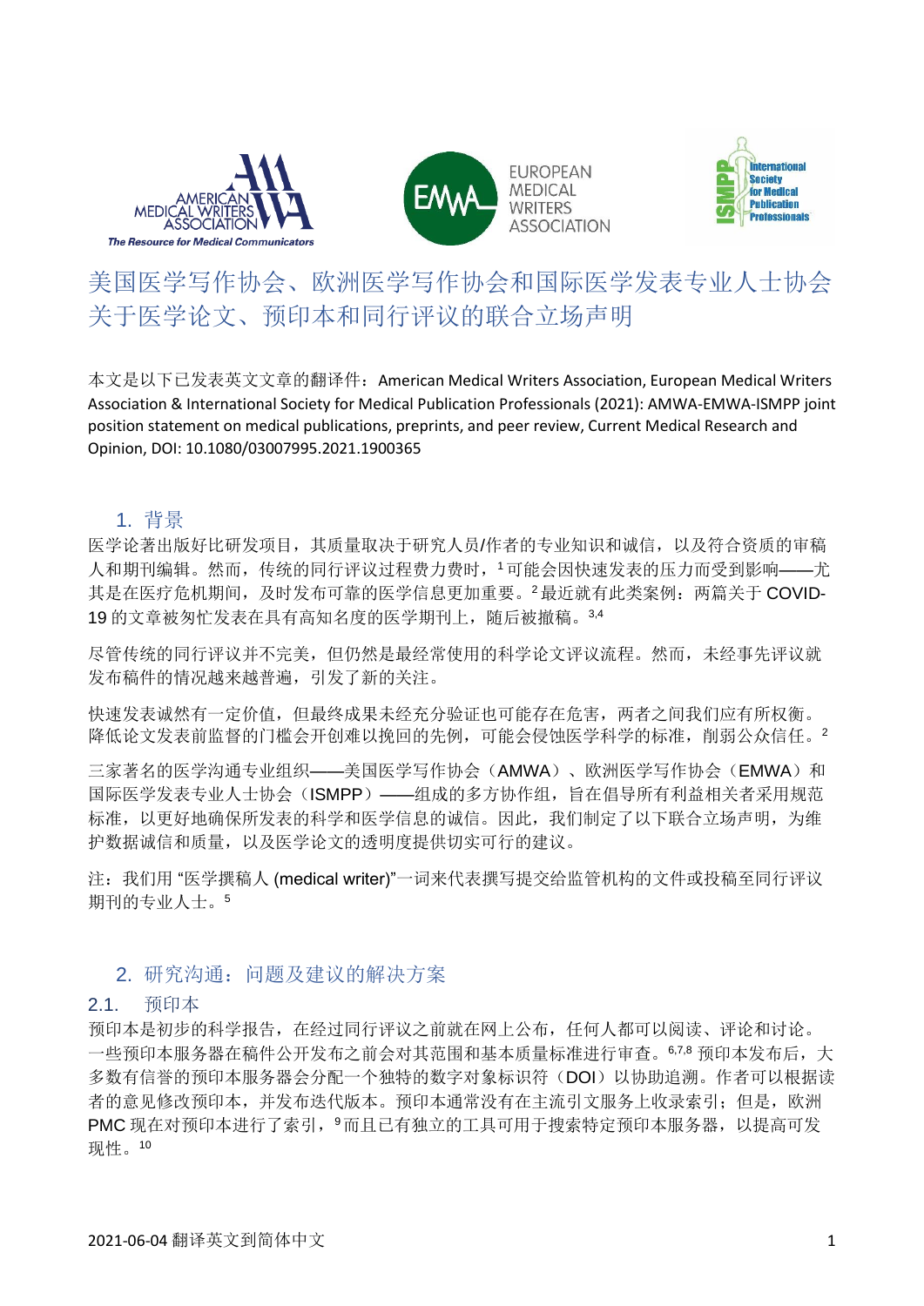# 美国医学写作协会、欧洲医学写作协会和国际医学发表专业人士协会关于医学论文、预印本和同行评议的联合立场声明

本文是以下已发表英文文章的翻译件：American Medical Writers Association, European Medical Writers Association & International Society for Medical Publication Professionals (2021): AMWA-EMWA-ISMPP joint position statement on medical publications, preprints, and peer review, Current Medical Research and Opinion, DOI: 10.1080/03007995.2021.1900365

## 1. 背景

医学论著出版好比研发项目，其质量取决于研究人员/作者的专业知识和诚信，以及符合资质的审稿人和期刊编辑。然而，传统的同行评议过程费力费时，[1]可能会因快速发表的压力而受到影响——尤其是在医疗危机期间，及时发布可靠的医学信息更加重要。[2]最近就有此类案例：两篇关于 COVID-19 的文章被匆忙发表在具有高知名度的医学期刊上，随后被撤稿。[3,4]

尽管传统的同行评议并不完美，但仍然是最经常使用的科学论文评议流程。然而，未经事先评议就发布稿件的情况越来越普遍，引发了新的关注。

快速发表诚然有一定价值，但最终成果未经充分验证也可能存在危害，两者之间我们应有所权衡。降低论文发表前监督的门槛会开创难以挽回的先例，可能会侵蚀医学科学的标准，削弱公众信任。[2]

三家著名的医学沟通专业组织——美国医学写作协会（AMWA）、欧洲医学写作协会（EMWA）和国际医学发表专业人士协会（ISMPP）——组成的多方协作组，旨在倡导所有利益相关者采用规范标准，以更好地确保所发表的科学和医学信息的诚信。因此，我们制定了以下联合立场声明，为维护数据诚信和质量，以及医学论文的透明度提供切实可行的建议。

注：我们用 "医学撰稿人 (medical writer)"一词来代表撰写提交给监管机构的文件或投稿至同行评议期刊的专业人士。[5]

## 2. 研究沟通：问题及建议的解决方案

### 2.1. 预印本

预印本是初步的科学报告，在经过同行评议之前就在网上公布，任何人都可以阅读、评论和讨论。一些预印本服务器在稿件公开发布之前会对其范围和基本质量标准进行审查。[6,7,8] 预印本发布后，大多数有信誉的预印本服务器会分配一个独特的数字对象标识符（DOI）以协助追溯。作者可以根据读者的意见修改预印本，并发布迭代版本。预印本通常没有在主流引文服务上收录索引；但是，欧洲 PMC 现在对预印本进行了索引，[9]而且已有独立的工具可用于搜索特定预印本服务器，以提高可发现性。[10]

2021-06-04 翻译英文到简体中文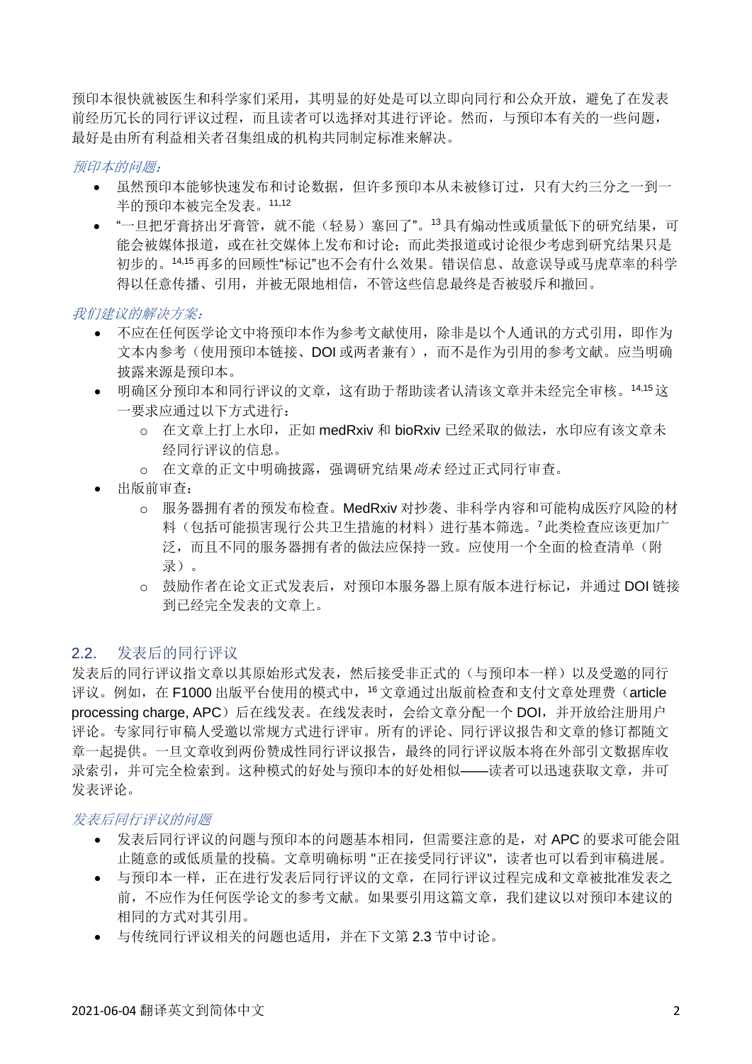预印本很快就被医生和科学家们采用，其明显的好处是可以立即向同行和公众开放，避免了在发表前经历冗长的同行评议过程，而且读者可以选择对其进行评论。然而，与预印本有关的一些问题，最好是由所有利益相关者召集组成的机构共同制定标准来解决。

*预印本的问题：*

- 虽然预印本能够快速发布和讨论数据，但许多预印本从未被修订过，只有大约三分之一到一半的预印本被完全发表。[11,12]
- "一旦把牙膏挤出牙膏管，就不能（轻易）塞回了"。[13] 具有煽动性或质量低下的研究结果，可能会被媒体报道，或在社交媒体上发布和讨论；而此类报道或讨论很少考虑到研究结果只是初步的。[14,15] 再多的回顾性"标记"也不会有什么效果。错误信息、故意误导或马虎草率的科学得以任意传播、引用，并被无限地相信，不管这些信息最终是否被驳斥和撤回。

*我们建议的解决方案：*

- 不应在任何医学论文中将预印本作为参考文献使用，除非是以个人通讯的方式引用，即作为文本内参考（使用预印本链接、DOI 或两者兼有），而不是作为引用的参考文献。应当明确披露来源是预印本。
- 明确区分预印本和同行评议的文章，这有助于帮助读者认清该文章并未经完全审核。[14,15] 这一要求应通过以下方式进行：
  - 在文章上打上水印，正如 medRxiv 和 bioRxiv 已经采取的做法，水印应有该文章未经同行评议的信息。
  - 在文章的正文中明确披露，强调研究结果*尚未*经过正式同行审查。
- 出版前审查：
  - 服务器拥有者的预发布检查。MedRxiv 对抄袭、非科学内容和可能构成医疗风险的材料（包括可能损害现行公共卫生措施的材料）进行基本筛选。[7] 此类检查应该更加广泛，而且不同的服务器拥有者的做法应保持一致。应使用一个全面的检查清单（附录）。
  - 鼓励作者在论文正式发表后，对预印本服务器上原有版本进行标记，并通过 DOI 链接到已经完全发表的文章上。

## 2.2. 发表后的同行评议

发表后的同行评议指文章以其原始形式发表，然后接受非正式的（与预印本一样）以及受邀的同行评议。例如，在 F1000 出版平台使用的模式中，[16] 文章通过出版前检查和支付文章处理费（article processing charge, APC）后在线发表。在线发表时，会给文章分配一个 DOI，并开放给注册用户评论。专家同行审稿人受邀以常规方式进行评审。所有的评论、同行评议报告和文章的修订都随文章一起提供。一旦文章收到两份赞成性同行评议报告，最终的同行评议版本将在外部引文数据库收录索引，并可完全检索到。这种模式的好处与预印本的好处相似——读者可以迅速获取文章，并可发表评论。

*发表后同行评议的问题*

- 发表后同行评议的问题与预印本的问题基本相同，但需要注意的是，对 APC 的要求可能会阻止随意的或低质量的投稿。文章明确标明 "正在接受同行评议"，读者也可以看到审稿进展。
- 与预印本一样，正在进行发表后同行评议的文章，在同行评议过程完成和文章被批准发表之前，不应作为任何医学论文的参考文献。如果要引用这篇文章，我们建议以对预印本建议的相同的方式对其引用。
- 与传统同行评议相关的问题也适用，并在下文第 2.3 节中讨论。

2021-06-04 翻译英文到简体中文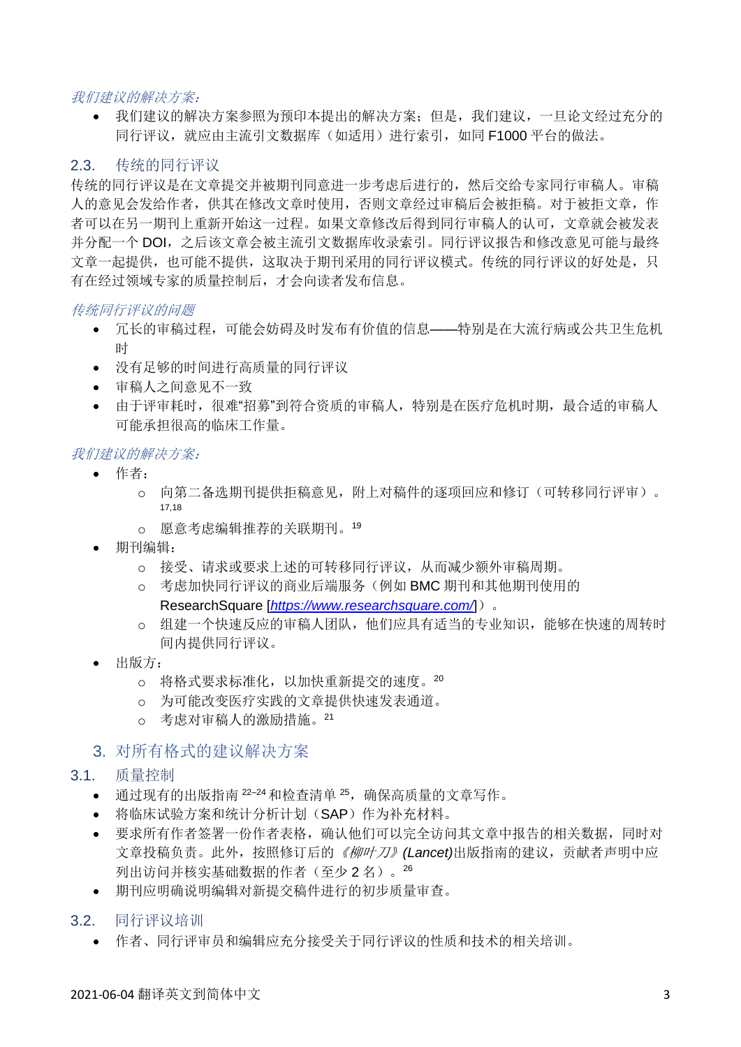*我们建议的解决方案：*

- 我们建议的解决方案参照为预印本提出的解决方案；但是，我们建议，一旦论文经过充分的同行评议，就应由主流引文数据库（如适用）进行索引，如同 F1000 平台的做法。

## 2.3. 传统的同行评议

传统的同行评议是在文章提交并被期刊同意进一步考虑后进行的，然后交给专家同行审稿人。审稿人的意见会发给作者，供其在修改文章时使用，否则文章经过审稿后会被拒稿。对于被拒文章，作者可以在另一期刊上重新开始这一过程。如果文章修改后得到同行审稿人的认可，文章就会被发表并分配一个 DOI，之后该文章会被主流引文数据库收录索引。同行评议报告和修改意见可能与最终文章一起提供，也可能不提供，这取决于期刊采用的同行评议模式。传统的同行评议的好处是，只有在经过领域专家的质量控制后，才会向读者发布信息。

*传统同行评议的问题*

- 冗长的审稿过程，可能会妨碍及时发布有价值的信息——特别是在大流行病或公共卫生危机时
- 没有足够的时间进行高质量的同行评议
- 审稿人之间意见不一致
- 由于评审耗时，很难"招募"到符合资质的审稿人，特别是在医疗危机时期，最合适的审稿人可能承担很高的临床工作量。

*我们建议的解决方案：*

- 作者：
  - 向第二备选期刊提供拒稿意见，附上对稿件的逐项回应和修订（可转移同行评审）。[17,18]
  - 愿意考虑编辑推荐的关联期刊。[19]
- 期刊编辑：
  - 接受、请求或要求上述的可转移同行评议，从而减少额外审稿周期。
  - 考虑加快同行评议的商业后端服务（例如 BMC 期刊和其他期刊使用的 ResearchSquare [*https://www.researchsquare.com/*]）。
  - 组建一个快速反应的审稿人团队，他们应具有适当的专业知识，能够在快速的周转时间内提供同行评议。
- 出版方：
  - 将格式要求标准化，以加快重新提交的速度。[20]
  - 为可能改变医疗实践的文章提供快速发表通道。
  - 考虑对审稿人的激励措施。[21]

# 3. 对所有格式的建议解决方案

## 3.1. 质量控制

- 通过现有的出版指南 [22–24] 和检查清单 [25]，确保高质量的文章写作。
- 将临床试验方案和统计分析计划（SAP）作为补充材料。
- 要求所有作者签署一份作者表格，确认他们可以完全访问其文章中报告的相关数据，同时对文章投稿负责。此外，按照修订后的《柳叶刀》*(Lancet)*出版指南的建议，贡献者声明中应列出访问并核实基础数据的作者（至少 2 名）。[26]
- 期刊应明确说明编辑对新提交稿件进行的初步质量审查。

## 3.2. 同行评议培训

- 作者、同行评审员和编辑应充分接受关于同行评议的性质和技术的相关培训。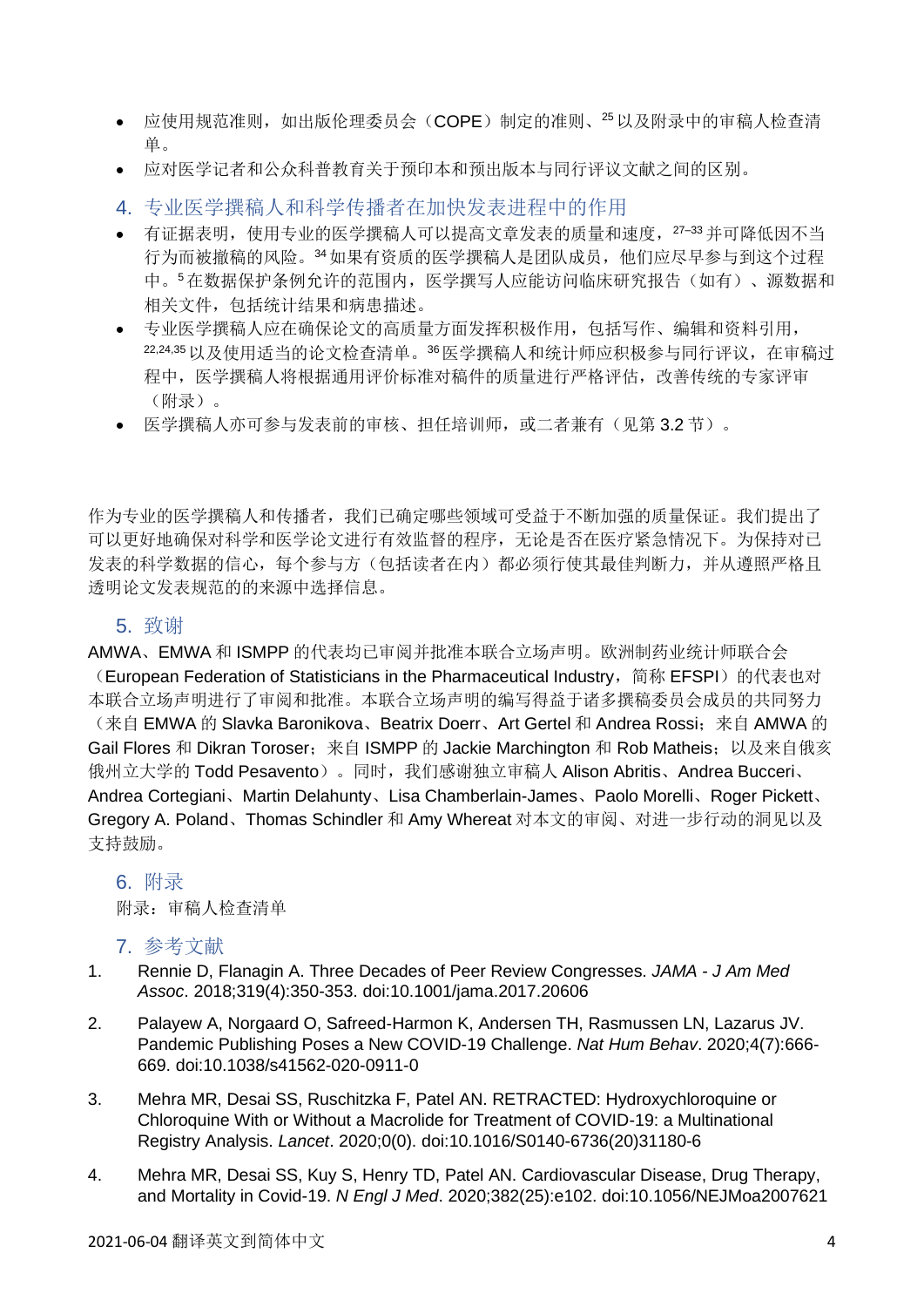- 应使用规范准则，如出版伦理委员会（COPE）制定的准则、[25] 以及附录中的审稿人检查清单。
- 应对医学记者和公众科普教育关于预印本和预出版本与同行评议文献之间的区别。

## 4. 专业医学撰稿人和科学传播者在加快发表进程中的作用

- 有证据表明，使用专业的医学撰稿人可以提高文章发表的质量和速度，[27–33] 并可降低因不当行为而被撤稿的风险。[34] 如果有资质的医学撰稿人是团队成员，他们应尽早参与到这个过程中。[5] 在数据保护条例允许的范围内，医学撰写人应能访问临床研究报告（如有）、源数据和相关文件，包括统计结果和病患描述。
- 专业医学撰稿人应在确保论文的高质量方面发挥积极作用，包括写作、编辑和资料引用，[22,24,35] 以及使用适当的论文检查清单。[36] 医学撰稿人和统计师应积极参与同行评议，在审稿过程中，医学撰稿人将根据通用评价标准对稿件的质量进行严格评估，改善传统的专家评审（附录）。
- 医学撰稿人亦可参与发表前的审核、担任培训师，或二者兼有（见第 3.2 节）。

作为专业的医学撰稿人和传播者，我们已确定哪些领域可受益于不断加强的质量保证。我们提出了可以更好地确保对科学和医学论文进行有效监督的程序，无论是否在医疗紧急情况下。为保持对已发表的科学数据的信心，每个参与方（包括读者在内）都必须行使其最佳判断力，并从遵照严格且透明论文发表规范的的来源中选择信息。

## 5. 致谢

AMWA、EMWA 和 ISMPP 的代表均已审阅并批准本联合立场声明。欧洲制药业统计师联合会（European Federation of Statisticians in the Pharmaceutical Industry，简称 EFSPI）的代表也对本联合立场声明进行了审阅和批准。本联合立场声明的编写得益于诸多撰稿委员会成员的共同努力（来自 EMWA 的 Slavka Baronikova、Beatrix Doerr、Art Gertel 和 Andrea Rossi；来自 AMWA 的 Gail Flores 和 Dikran Toroser；来自 ISMPP 的 Jackie Marchington 和 Rob Matheis；以及来自俄亥俄州立大学的 Todd Pesavento）。同时，我们感谢独立审稿人 Alison Abritis、Andrea Bucceri、Andrea Cortegiani、Martin Delahunty、Lisa Chamberlain-James、Paolo Morelli、Roger Pickett、Gregory A. Poland、Thomas Schindler 和 Amy Whereat 对本文的审阅、对进一步行动的洞见以及支持鼓励。

## 6. 附录

附录：审稿人检查清单

## 7. 参考文献

1. Rennie D, Flanagin A. Three Decades of Peer Review Congresses. *JAMA - J Am Med Assoc*. 2018;319(4):350-353. doi:10.1001/jama.2017.20606
2. Palayew A, Norgaard O, Safreed-Harmon K, Andersen TH, Rasmussen LN, Lazarus JV. Pandemic Publishing Poses a New COVID-19 Challenge. *Nat Hum Behav*. 2020;4(7):666-669. doi:10.1038/s41562-020-0911-0
3. Mehra MR, Desai SS, Ruschitzka F, Patel AN. RETRACTED: Hydroxychloroquine or Chloroquine With or Without a Macrolide for Treatment of COVID-19: a Multinational Registry Analysis. *Lancet*. 2020;0(0). doi:10.1016/S0140-6736(20)31180-6
4. Mehra MR, Desai SS, Kuy S, Henry TD, Patel AN. Cardiovascular Disease, Drug Therapy, and Mortality in Covid-19. *N Engl J Med*. 2020;382(25):e102. doi:10.1056/NEJMoa2007621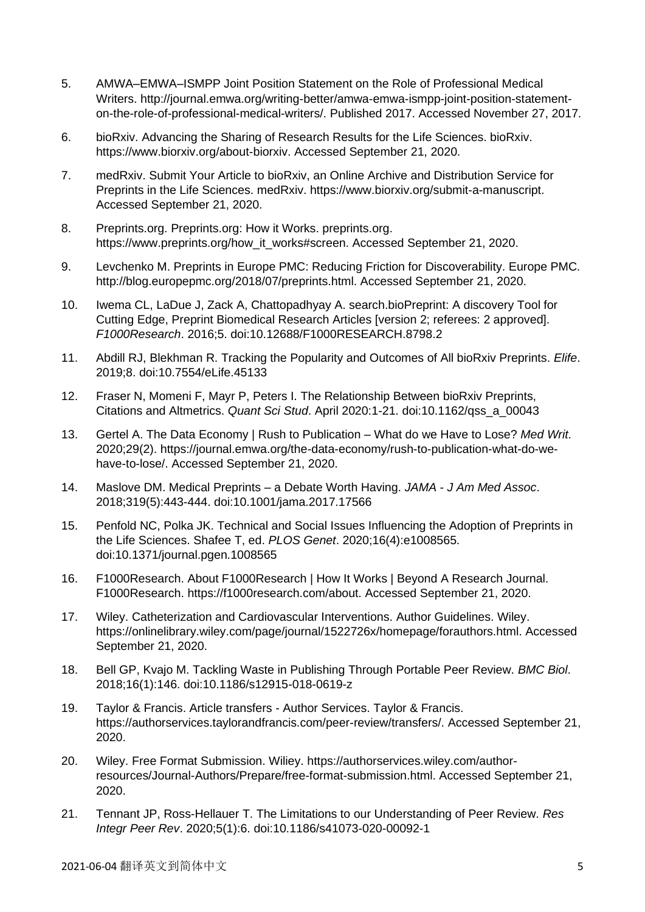5. AMWA–EMWA–ISMPP Joint Position Statement on the Role of Professional Medical Writers. http://journal.emwa.org/writing-better/amwa-emwa-ismpp-joint-position-statement-on-the-role-of-professional-medical-writers/. Published 2017. Accessed November 27, 2017.

6. bioRxiv. Advancing the Sharing of Research Results for the Life Sciences. bioRxiv. https://www.biorxiv.org/about-biorxiv. Accessed September 21, 2020.

7. medRxiv. Submit Your Article to bioRxiv, an Online Archive and Distribution Service for Preprints in the Life Sciences. medRxiv. https://www.biorxiv.org/submit-a-manuscript. Accessed September 21, 2020.

8. Preprints.org. Preprints.org: How it Works. preprints.org. https://www.preprints.org/how_it_works#screen. Accessed September 21, 2020.

9. Levchenko M. Preprints in Europe PMC: Reducing Friction for Discoverability. Europe PMC. http://blog.europepmc.org/2018/07/preprints.html. Accessed September 21, 2020.

10. Iwema CL, LaDue J, Zack A, Chattopadhyay A. search.bioPreprint: A discovery Tool for Cutting Edge, Preprint Biomedical Research Articles [version 2; referees: 2 approved]. *F1000Research*. 2016;5. doi:10.12688/F1000RESEARCH.8798.2

11. Abdill RJ, Blekhman R. Tracking the Popularity and Outcomes of All bioRxiv Preprints. *Elife*. 2019;8. doi:10.7554/eLife.45133

12. Fraser N, Momeni F, Mayr P, Peters I. The Relationship Between bioRxiv Preprints, Citations and Altmetrics. *Quant Sci Stud*. April 2020:1-21. doi:10.1162/qss_a_00043

13. Gertel A. The Data Economy | Rush to Publication – What do we Have to Lose? *Med Writ*. 2020;29(2). https://journal.emwa.org/the-data-economy/rush-to-publication-what-do-we-have-to-lose/. Accessed September 21, 2020.

14. Maslove DM. Medical Preprints – a Debate Worth Having. *JAMA - J Am Med Assoc*. 2018;319(5):443-444. doi:10.1001/jama.2017.17566

15. Penfold NC, Polka JK. Technical and Social Issues Influencing the Adoption of Preprints in the Life Sciences. Shafee T, ed. *PLOS Genet*. 2020;16(4):e1008565. doi:10.1371/journal.pgen.1008565

16. F1000Research. About F1000Research | How It Works | Beyond A Research Journal. F1000Research. https://f1000research.com/about. Accessed September 21, 2020.

17. Wiley. Catheterization and Cardiovascular Interventions. Author Guidelines. Wiley. https://onlinelibrary.wiley.com/page/journal/1522726x/homepage/forauthors.html. Accessed September 21, 2020.

18. Bell GP, Kvajo M. Tackling Waste in Publishing Through Portable Peer Review. *BMC Biol*. 2018;16(1):146. doi:10.1186/s12915-018-0619-z

19. Taylor & Francis. Article transfers - Author Services. Taylor & Francis. https://authorservices.taylorandfrancis.com/peer-review/transfers/. Accessed September 21, 2020.

20. Wiley. Free Format Submission. Wiliey. https://authorservices.wiley.com/author-resources/Journal-Authors/Prepare/free-format-submission.html. Accessed September 21, 2020.

21. Tennant JP, Ross-Hellauer T. The Limitations to our Understanding of Peer Review. *Res Integr Peer Rev*. 2020;5(1):6. doi:10.1186/s41073-020-00092-1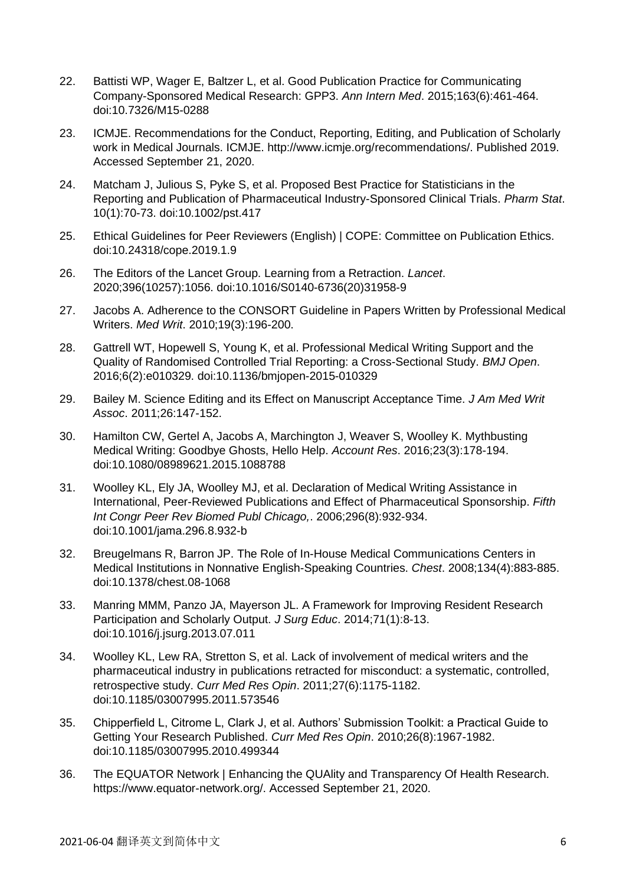22. Battisti WP, Wager E, Baltzer L, et al. Good Publication Practice for Communicating Company-Sponsored Medical Research: GPP3. *Ann Intern Med*. 2015;163(6):461-464. doi:10.7326/M15-0288

23. ICMJE. Recommendations for the Conduct, Reporting, Editing, and Publication of Scholarly work in Medical Journals. ICMJE. http://www.icmje.org/recommendations/. Published 2019. Accessed September 21, 2020.

24. Matcham J, Julious S, Pyke S, et al. Proposed Best Practice for Statisticians in the Reporting and Publication of Pharmaceutical Industry-Sponsored Clinical Trials. *Pharm Stat*. 10(1):70-73. doi:10.1002/pst.417

25. Ethical Guidelines for Peer Reviewers (English) | COPE: Committee on Publication Ethics. doi:10.24318/cope.2019.1.9

26. The Editors of the Lancet Group. Learning from a Retraction. *Lancet*. 2020;396(10257):1056. doi:10.1016/S0140-6736(20)31958-9

27. Jacobs A. Adherence to the CONSORT Guideline in Papers Written by Professional Medical Writers. *Med Writ*. 2010;19(3):196-200.

28. Gattrell WT, Hopewell S, Young K, et al. Professional Medical Writing Support and the Quality of Randomised Controlled Trial Reporting: a Cross-Sectional Study. *BMJ Open*. 2016;6(2):e010329. doi:10.1136/bmjopen-2015-010329

29. Bailey M. Science Editing and its Effect on Manuscript Acceptance Time. *J Am Med Writ Assoc*. 2011;26:147-152.

30. Hamilton CW, Gertel A, Jacobs A, Marchington J, Weaver S, Woolley K. Mythbusting Medical Writing: Goodbye Ghosts, Hello Help. *Account Res*. 2016;23(3):178-194. doi:10.1080/08989621.2015.1088788

31. Woolley KL, Ely JA, Woolley MJ, et al. Declaration of Medical Writing Assistance in International, Peer-Reviewed Publications and Effect of Pharmaceutical Sponsorship. *Fifth Int Congr Peer Rev Biomed Publ Chicago,*. 2006;296(8):932-934. doi:10.1001/jama.296.8.932-b

32. Breugelmans R, Barron JP. The Role of In-House Medical Communications Centers in Medical Institutions in Nonnative English-Speaking Countries. *Chest*. 2008;134(4):883-885. doi:10.1378/chest.08-1068

33. Manring MMM, Panzo JA, Mayerson JL. A Framework for Improving Resident Research Participation and Scholarly Output. *J Surg Educ*. 2014;71(1):8-13. doi:10.1016/j.jsurg.2013.07.011

34. Woolley KL, Lew RA, Stretton S, et al. Lack of involvement of medical writers and the pharmaceutical industry in publications retracted for misconduct: a systematic, controlled, retrospective study. *Curr Med Res Opin*. 2011;27(6):1175-1182. doi:10.1185/03007995.2011.573546

35. Chipperfield L, Citrome L, Clark J, et al. Authors' Submission Toolkit: a Practical Guide to Getting Your Research Published. *Curr Med Res Opin*. 2010;26(8):1967-1982. doi:10.1185/03007995.2010.499344

36. The EQUATOR Network | Enhancing the QUAlity and Transparency Of Health Research. https://www.equator-network.org/. Accessed September 21, 2020.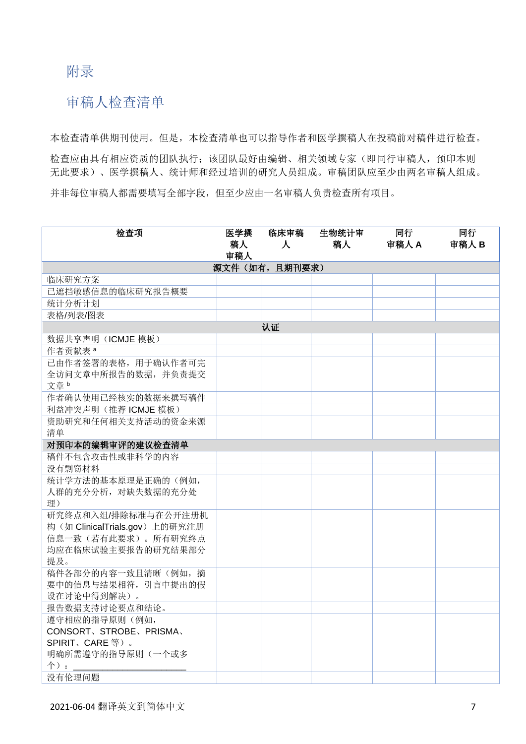# 附录

## 审稿人检查清单

本检查清单供期刊使用。但是，本检查清单也可以指导作者和医学撰稿人在投稿前对稿件进行检查。

检查应由具有相应资质的团队执行；该团队最好由编辑、相关领域专家（即同行审稿人，预印本则无此要求）、医学撰稿人、统计师和经过培训的研究人员组成。审稿团队应至少由两名审稿人组成。

并非每位审稿人都需要填写全部字段，但至少应由一名审稿人负责检查所有项目。

| 检查项 | 医学撰稿人审稿人 | 临床审稿人 | 生物统计审稿人 | 同行审稿人 A | 同行审稿人 B |
|---|---|---|---|---|---|
| **源文件（如有，且期刊要求）** | | | | | |
| 临床研究方案 | | | | | |
| 已遮挡敏感信息的临床研究报告概要 | | | | | |
| 统计分析计划 | | | | | |
| 表格/列表/图表 | | | | | |
| **认证** | | | | | |
| 数据共享声明（ICMJE 模板） | | | | | |
| 作者贡献表 [a] | | | | | |
| 已由作者签署的表格，用于确认作者可完全访问文章中所报告的数据，并负责提交文章 [b] | | | | | |
| 作者确认使用已经核实的数据来撰写稿件 | | | | | |
| 利益冲突声明（推荐 ICMJE 模板） | | | | | |
| 资助研究和任何相关支持活动的资金来源清单 | | | | | |
| **对预印本的编辑审评的建议检查清单** | | | | | |
| 稿件不包含攻击性或非科学的内容 | | | | | |
| 没有剽窃材料 | | | | | |
| 统计学方法的基本原理是正确的（例如，人群的充分分析，对缺失数据的充分处理） | | | | | |
| 研究终点和入组/排除标准与在公开注册机构（如 ClinicalTrials.gov）上的研究注册信息一致（若有此要求）。所有研究终点均应在临床试验主要报告的研究结果部分提及。 | | | | | |
| 稿件各部分的内容一致且清晰（例如，摘要中的信息与结果相符，引言中提出的假设在讨论中得到解决）。 | | | | | |
| 报告数据支持讨论要点和结论。 | | | | | |
| 遵守相应的指导原则（例如，CONSORT、STROBE、PRISMA、SPIRIT、CARE 等）。明确所需遵守的指导原则（一个或多个）：______________________ | | | | | |
| 没有伦理问题 | | | | | |

2021-06-04 翻译英文到简体中文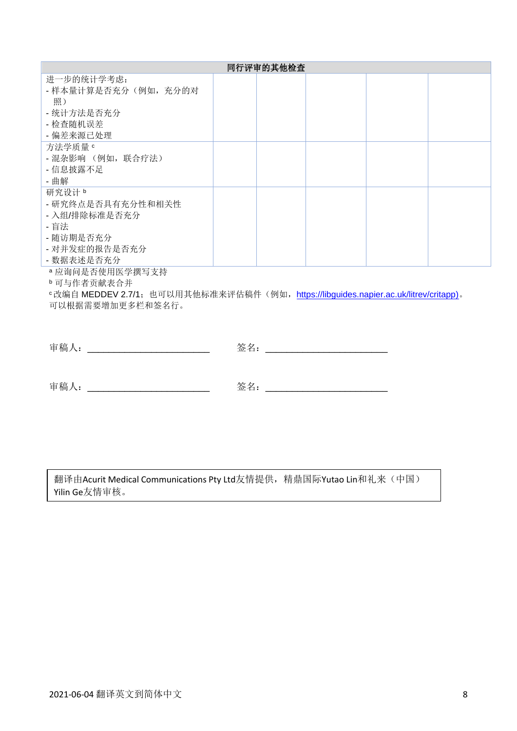| 同行评审的其他检查 | | | | | |
|---|---|---|---|---|---|
| 进一步的统计学考虑：<br>- 样本量计算是否充分（例如，充分的对照）<br>- 统计方法是否充分<br>- 检查随机误差<br>- 偏差来源已处理 | | | | | |
| 方法学质量 [c]<br>- 混杂影响 （例如，联合疗法）<br>- 信息披露不足<br>- 曲解 | | | | | |
| 研究设计 [b]<br>- 研究终点是否具有充分性和相关性<br>- 入组/排除标准是否充分<br>- 盲法<br>- 随访期是否充分<br>- 对并发症的报告是否充分<br>- 数据表述是否充分 | | | | | |

[a] 应询问是否使用医学撰写支持
[b] 可与作者贡献表合并
[c] 改编自 MEDDEV 2.7/1；也可以用其他标准来评估稿件（例如，https://libguides.napier.ac.uk/litrev/critapp)。
可以根据需要增加更多栏和签名行。

审稿人：_________________________ 签名：_________________________

审稿人：_________________________ 签名：_________________________

翻译由Acurit Medical Communications Pty Ltd友情提供，精鼎国际Yutao Lin和礼来（中国）Yilin Ge友情审核。

2021-06-04 翻译英文到简体中文